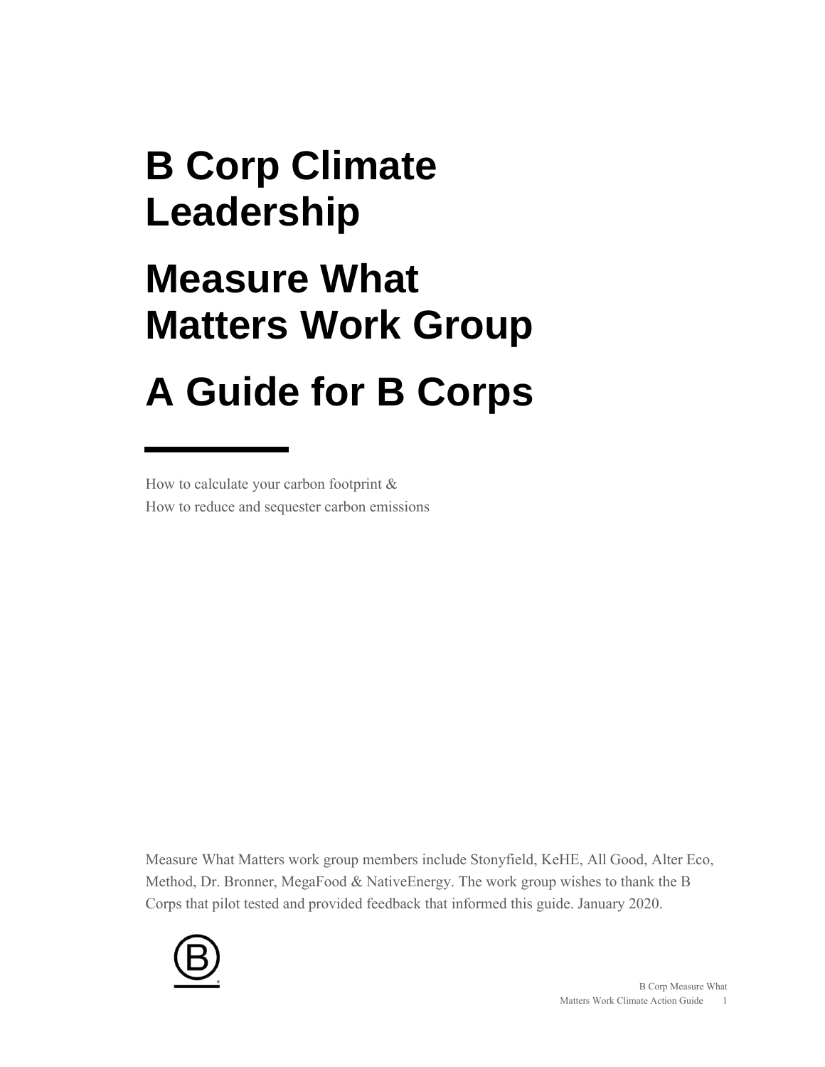# B Corp Climate Leadership

# Measure What Matters Work Group

# A Guide for B Corps

How to calculate your carbon footprint &
How to reduce and sequester carbon emissions

Measure What Matters work group members include Stonyfield, KeHE, All Good, Alter Eco, Method, Dr. Bronner, MegaFood & NativeEnergy. The work group wishes to thank the B Corps that pilot tested and provided feedback that informed this guide. January 2020.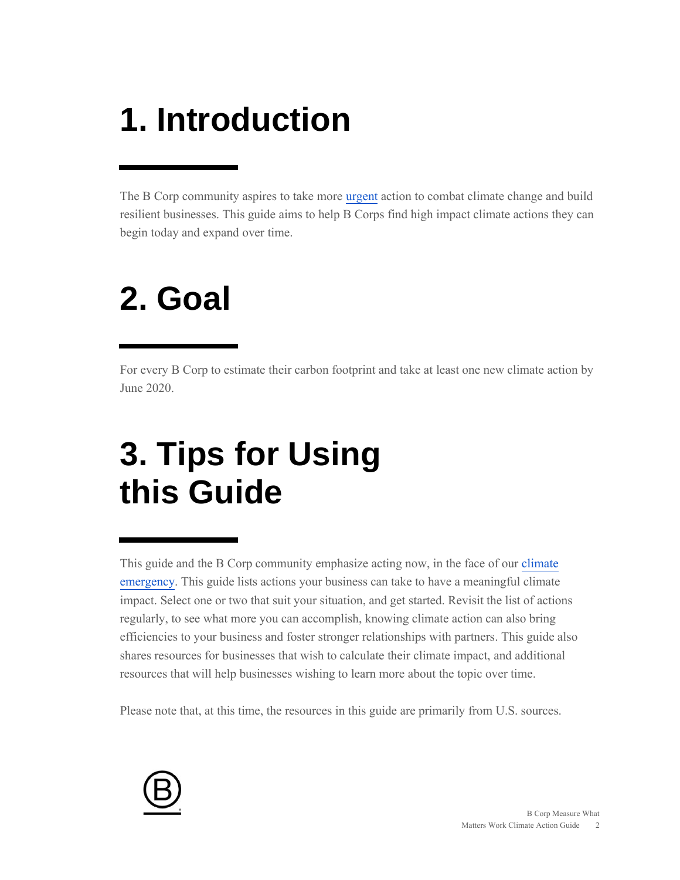# 1. Introduction

The B Corp community aspires to take more urgent action to combat climate change and build resilient businesses. This guide aims to help B Corps find high impact climate actions they can begin today and expand over time.

# 2. Goal

For every B Corp to estimate their carbon footprint and take at least one new climate action by June 2020.

# 3. Tips for Using this Guide

This guide and the B Corp community emphasize acting now, in the face of our climate emergency. This guide lists actions your business can take to have a meaningful climate impact. Select one or two that suit your situation, and get started. Revisit the list of actions regularly, to see what more you can accomplish, knowing climate action can also bring efficiencies to your business and foster stronger relationships with partners. This guide also shares resources for businesses that wish to calculate their climate impact, and additional resources that will help businesses wishing to learn more about the topic over time.

Please note that, at this time, the resources in this guide are primarily from U.S. sources.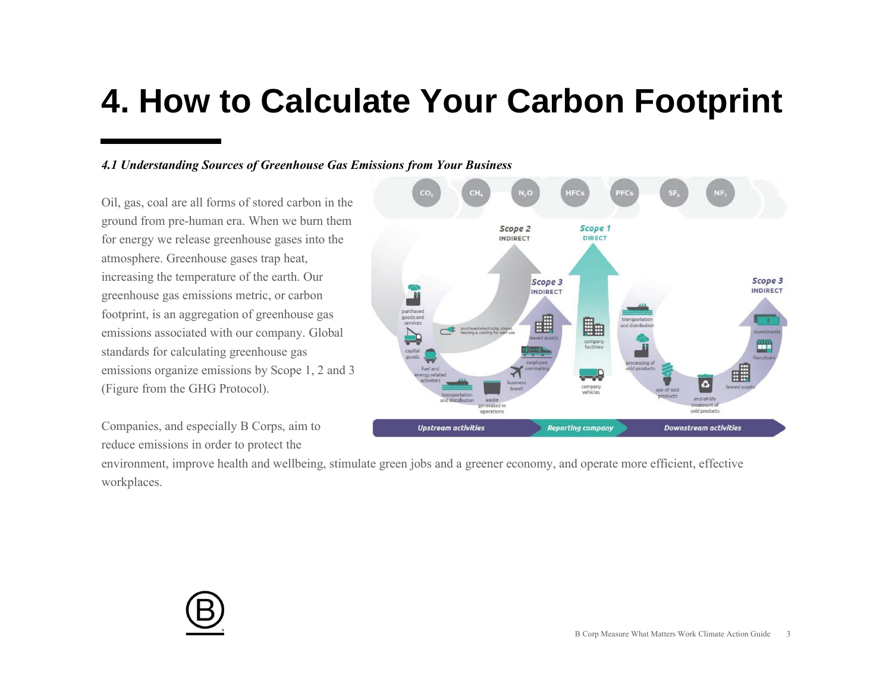# 4. How to Calculate Your Carbon Footprint

***4.1 Understanding Sources of Greenhouse Gas Emissions from Your Business***

Oil, gas, coal are all forms of stored carbon in the ground from pre-human era. When we burn them for energy we release greenhouse gases into the atmosphere. Greenhouse gases trap heat, increasing the temperature of the earth. Our greenhouse gas emissions metric, or carbon footprint, is an aggregation of greenhouse gas emissions associated with our company. Global standards for calculating greenhouse gas emissions organize emissions by Scope 1, 2 and 3 (Figure from the GHG Protocol).

Companies, and especially B Corps, aim to reduce emissions in order to protect the environment, improve health and wellbeing, stimulate green jobs and a greener economy, and operate more efficient, effective workplaces.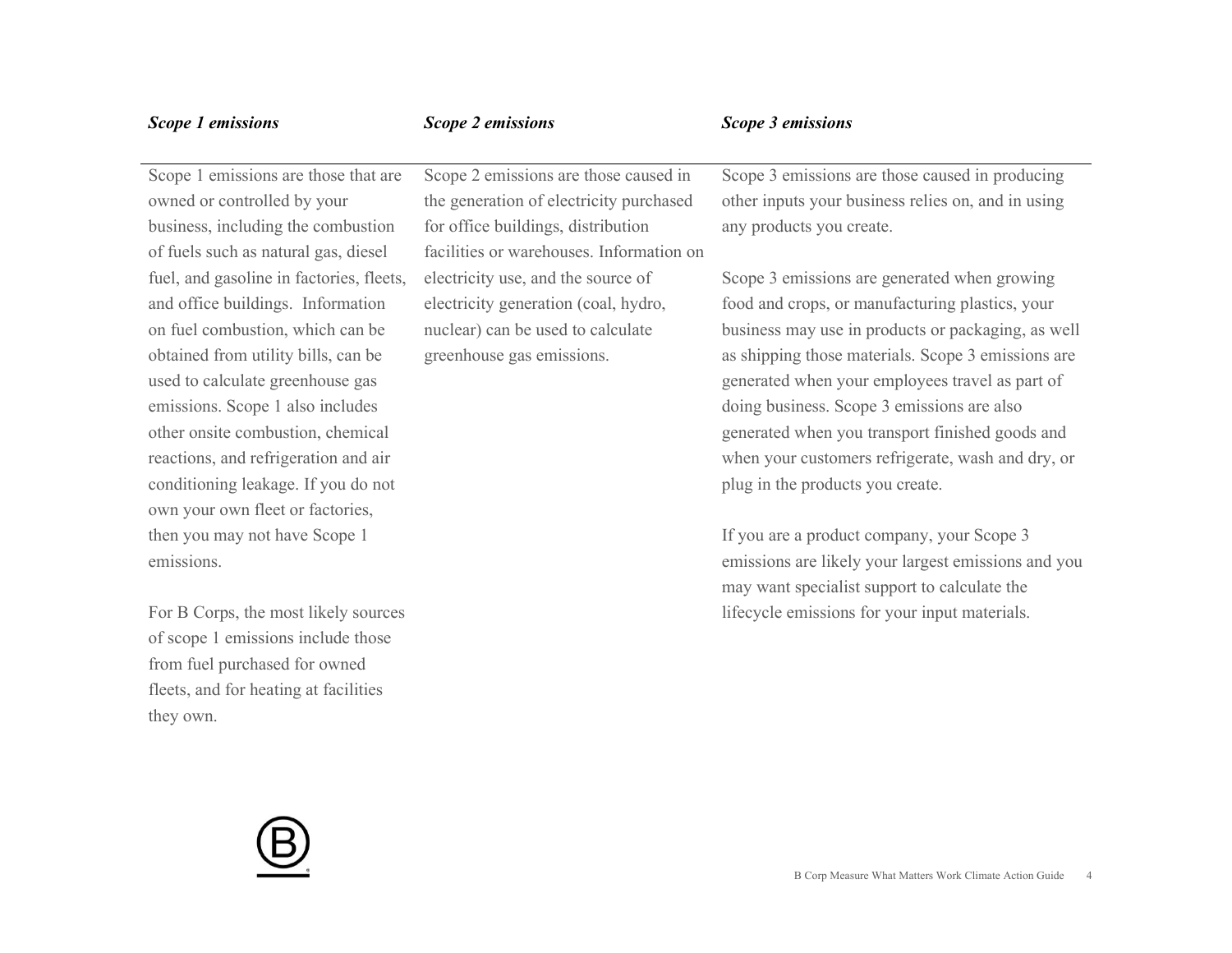### *Scope 1 emissions*

Scope 1 emissions are those that are owned or controlled by your business, including the combustion of fuels such as natural gas, diesel fuel, and gasoline in factories, fleets, and office buildings. Information on fuel combustion, which can be obtained from utility bills, can be used to calculate greenhouse gas emissions. Scope 1 also includes other onsite combustion, chemical reactions, and refrigeration and air conditioning leakage. If you do not own your own fleet or factories, then you may not have Scope 1 emissions.

For B Corps, the most likely sources of scope 1 emissions include those from fuel purchased for owned fleets, and for heating at facilities they own.

### *Scope 2 emissions*

Scope 2 emissions are those caused in the generation of electricity purchased for office buildings, distribution facilities or warehouses. Information on electricity use, and the source of electricity generation (coal, hydro, nuclear) can be used to calculate greenhouse gas emissions.

### *Scope 3 emissions*

Scope 3 emissions are those caused in producing other inputs your business relies on, and in using any products you create.

Scope 3 emissions are generated when growing food and crops, or manufacturing plastics, your business may use in products or packaging, as well as shipping those materials. Scope 3 emissions are generated when your employees travel as part of doing business. Scope 3 emissions are also generated when you transport finished goods and when your customers refrigerate, wash and dry, or plug in the products you create.

If you are a product company, your Scope 3 emissions are likely your largest emissions and you may want specialist support to calculate the lifecycle emissions for your input materials.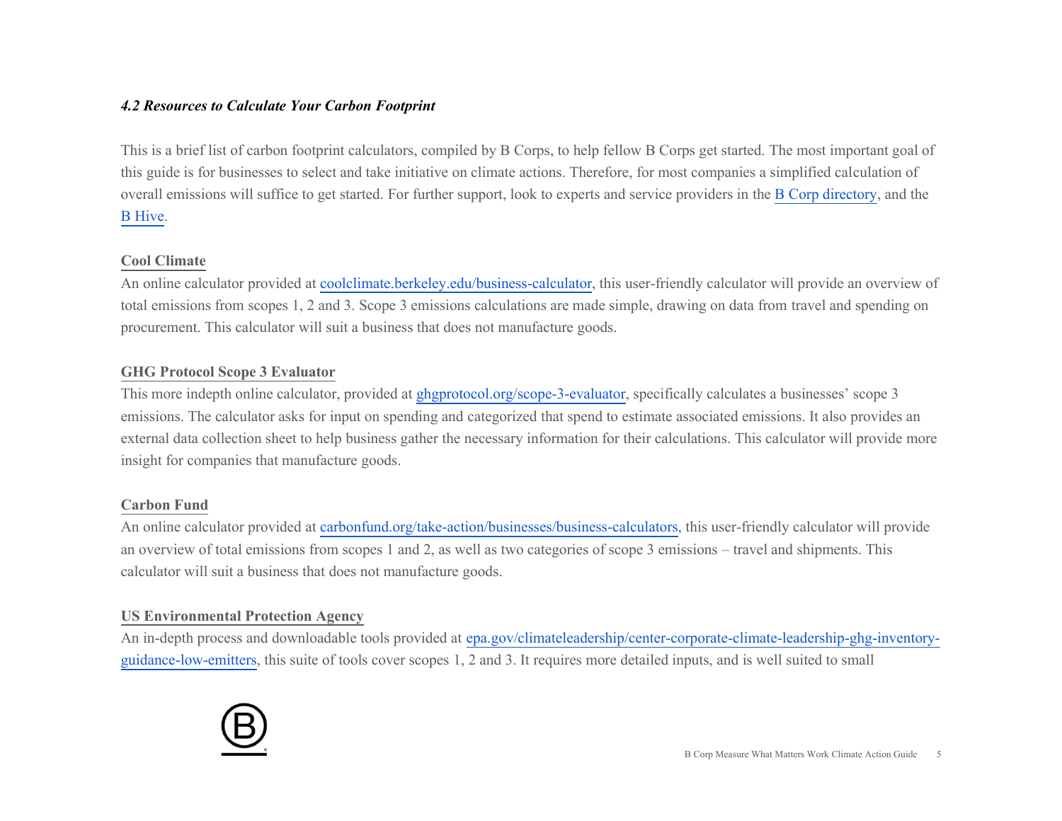### *4.2 Resources to Calculate Your Carbon Footprint*

This is a brief list of carbon footprint calculators, compiled by B Corps, to help fellow B Corps get started. The most important goal of this guide is for businesses to select and take initiative on climate actions. Therefore, for most companies a simplified calculation of overall emissions will suffice to get started. For further support, look to experts and service providers in the B Corp directory, and the B Hive.

**Cool Climate**

An online calculator provided at coolclimate.berkeley.edu/business-calculator, this user-friendly calculator will provide an overview of total emissions from scopes 1, 2 and 3. Scope 3 emissions calculations are made simple, drawing on data from travel and spending on procurement. This calculator will suit a business that does not manufacture goods.

**GHG Protocol Scope 3 Evaluator**

This more indepth online calculator, provided at ghgprotocol.org/scope-3-evaluator, specifically calculates a businesses' scope 3 emissions. The calculator asks for input on spending and categorized that spend to estimate associated emissions. It also provides an external data collection sheet to help business gather the necessary information for their calculations. This calculator will provide more insight for companies that manufacture goods.

**Carbon Fund**

An online calculator provided at carbonfund.org/take-action/businesses/business-calculators, this user-friendly calculator will provide an overview of total emissions from scopes 1 and 2, as well as two categories of scope 3 emissions – travel and shipments. This calculator will suit a business that does not manufacture goods.

**US Environmental Protection Agency**

An in-depth process and downloadable tools provided at epa.gov/climateleadership/center-corporate-climate-leadership-ghg-inventory-guidance-low-emitters, this suite of tools cover scopes 1, 2 and 3. It requires more detailed inputs, and is well suited to small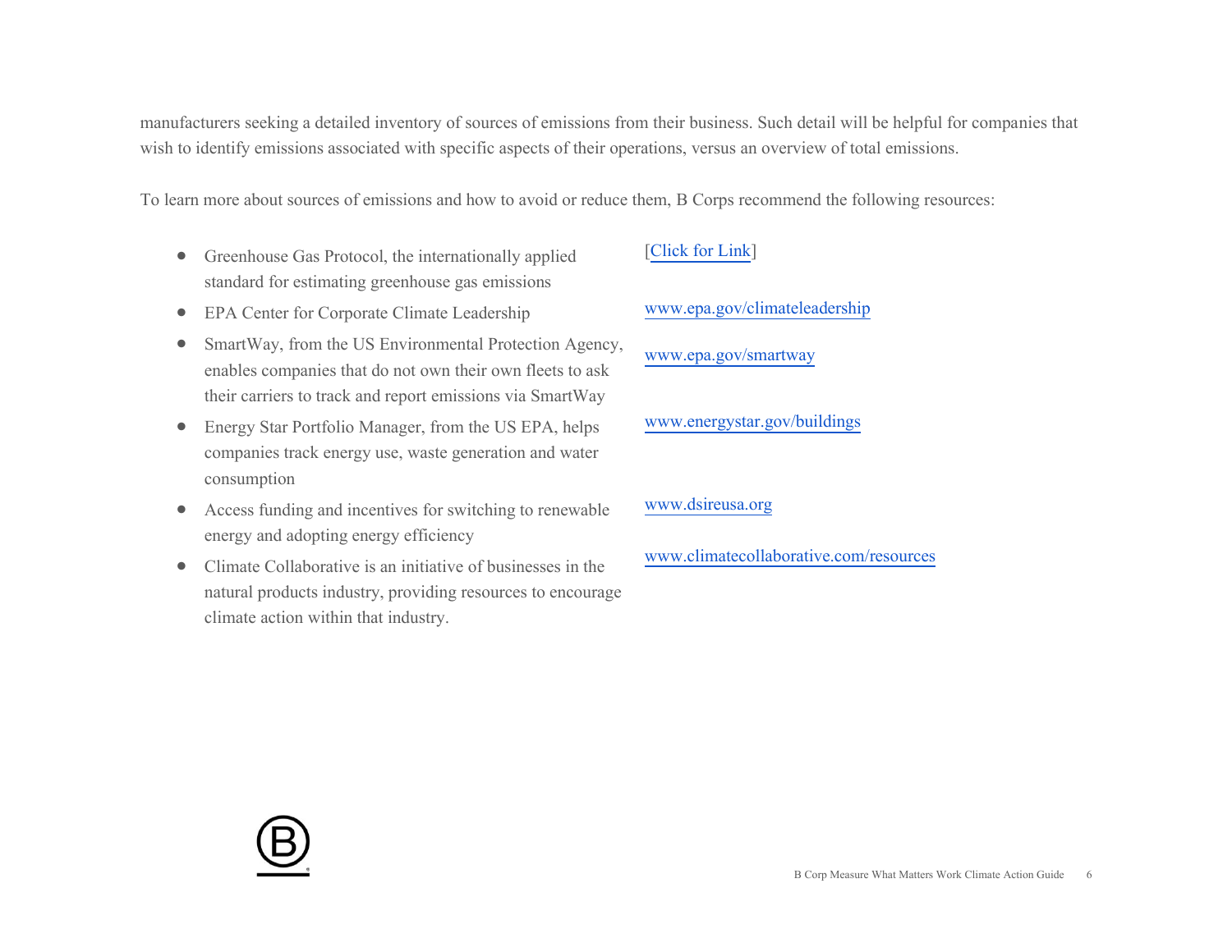manufacturers seeking a detailed inventory of sources of emissions from their business. Such detail will be helpful for companies that wish to identify emissions associated with specific aspects of their operations, versus an overview of total emissions.

To learn more about sources of emissions and how to avoid or reduce them, B Corps recommend the following resources:

- Greenhouse Gas Protocol, the internationally applied standard for estimating greenhouse gas emissions — [Click for Link]
- EPA Center for Corporate Climate Leadership — www.epa.gov/climateleadership
- SmartWay, from the US Environmental Protection Agency, enables companies that do not own their own fleets to ask their carriers to track and report emissions via SmartWay — www.epa.gov/smartway
- Energy Star Portfolio Manager, from the US EPA, helps companies track energy use, waste generation and water consumption — www.energystar.gov/buildings
- Access funding and incentives for switching to renewable energy and adopting energy efficiency — www.dsireusa.org
- Climate Collaborative is an initiative of businesses in the natural products industry, providing resources to encourage climate action within that industry. — www.climatecollaborative.com/resources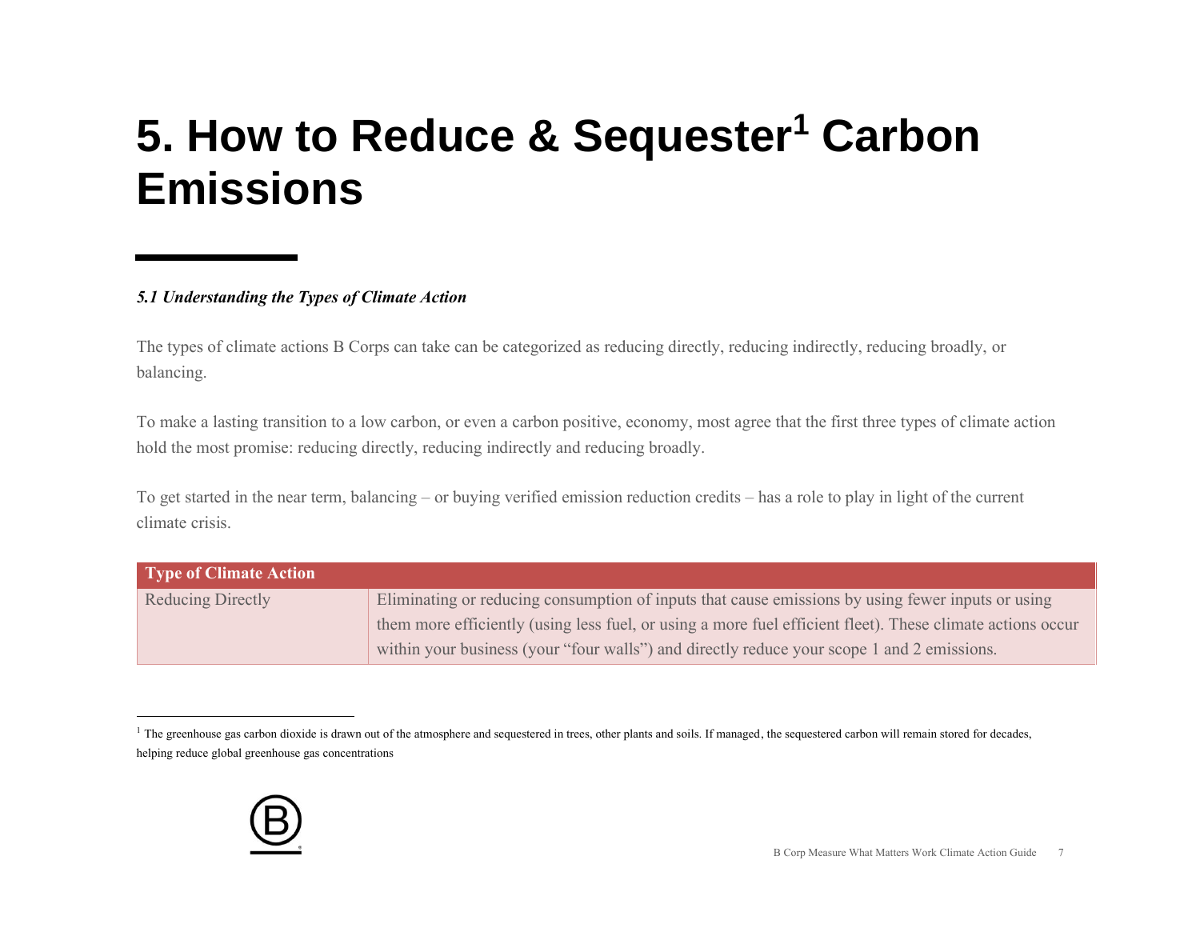# 5. How to Reduce & Sequester[1] Carbon Emissions

***5.1 Understanding the Types of Climate Action***

The types of climate actions B Corps can take can be categorized as reducing directly, reducing indirectly, reducing broadly, or balancing.

To make a lasting transition to a low carbon, or even a carbon positive, economy, most agree that the first three types of climate action hold the most promise: reducing directly, reducing indirectly and reducing broadly.

To get started in the near term, balancing – or buying verified emission reduction credits – has a role to play in light of the current climate crisis.

| Type of Climate Action | |
|---|---|
| Reducing Directly | Eliminating or reducing consumption of inputs that cause emissions by using fewer inputs or using them more efficiently (using less fuel, or using a more fuel efficient fleet). These climate actions occur within your business (your "four walls") and directly reduce your scope 1 and 2 emissions. |

[1] The greenhouse gas carbon dioxide is drawn out of the atmosphere and sequestered in trees, other plants and soils. If managed, the sequestered carbon will remain stored for decades, helping reduce global greenhouse gas concentrations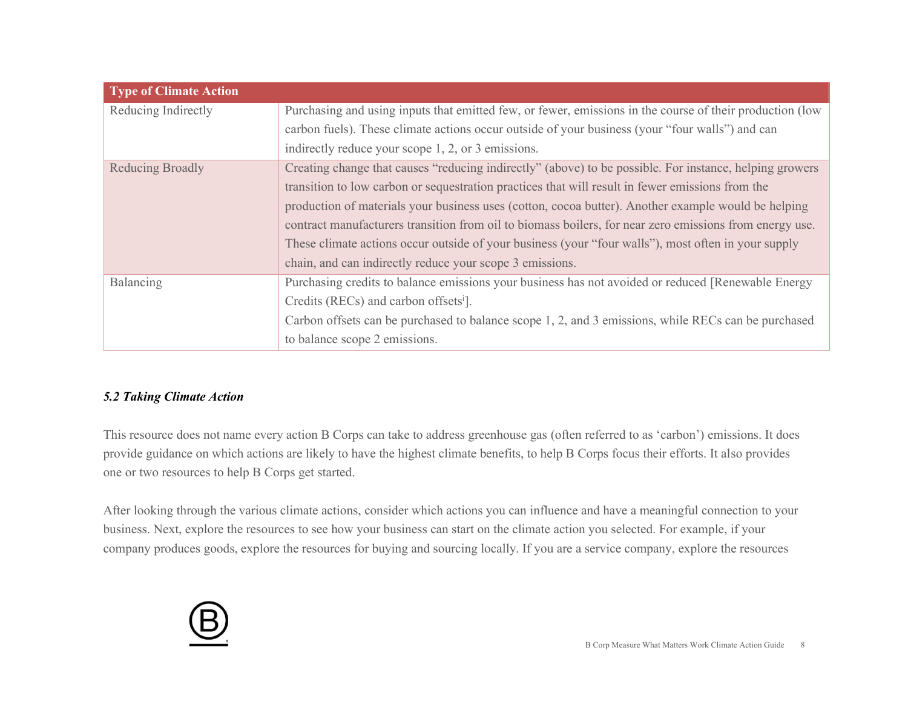| Type of Climate Action | |
|---|---|
| Reducing Indirectly | Purchasing and using inputs that emitted few, or fewer, emissions in the course of their production (low carbon fuels). These climate actions occur outside of your business (your "four walls") and can indirectly reduce your scope 1, 2, or 3 emissions. |
| Reducing Broadly | Creating change that causes "reducing indirectly" (above) to be possible. For instance, helping growers transition to low carbon or sequestration practices that will result in fewer emissions from the production of materials your business uses (cotton, cocoa butter). Another example would be helping contract manufacturers transition from oil to biomass boilers, for near zero emissions from energy use. These climate actions occur outside of your business (your "four walls"), most often in your supply chain, and can indirectly reduce your scope 3 emissions. |
| Balancing | Purchasing credits to balance emissions your business has not avoided or reduced [Renewable Energy Credits (RECs) and carbon offsets[i]]. Carbon offsets can be purchased to balance scope 1, 2, and 3 emissions, while RECs can be purchased to balance scope 2 emissions. |

### *5.2 Taking Climate Action*

This resource does not name every action B Corps can take to address greenhouse gas (often referred to as 'carbon') emissions. It does provide guidance on which actions are likely to have the highest climate benefits, to help B Corps focus their efforts. It also provides one or two resources to help B Corps get started.

After looking through the various climate actions, consider which actions you can influence and have a meaningful connection to your business. Next, explore the resources to see how your business can start on the climate action you selected. For example, if your company produces goods, explore the resources for buying and sourcing locally. If you are a service company, explore the resources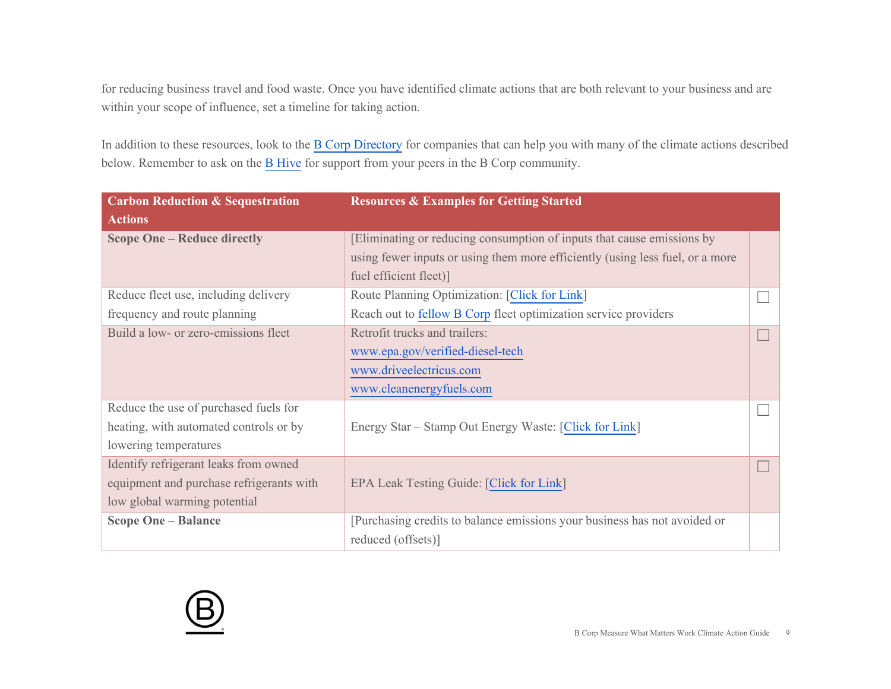for reducing business travel and food waste. Once you have identified climate actions that are both relevant to your business and are within your scope of influence, set a timeline for taking action.

In addition to these resources, look to the B Corp Directory for companies that can help you with many of the climate actions described below. Remember to ask on the B Hive for support from your peers in the B Corp community.

| Carbon Reduction & Sequestration Actions | Resources & Examples for Getting Started | |
|---|---|---|
| **Scope One – Reduce directly** | [Eliminating or reducing consumption of inputs that cause emissions by using fewer inputs or using them more efficiently (using less fuel, or a more fuel efficient fleet)] | |
| Reduce fleet use, including delivery frequency and route planning | Route Planning Optimization: [Click for Link]<br>Reach out to fellow B Corp fleet optimization service providers | ☐ |
| Build a low- or zero-emissions fleet | Retrofit trucks and trailers:<br>www.epa.gov/verified-diesel-tech<br>www.driveelectricus.com<br>www.cleanenergyfuels.com | ☐ |
| Reduce the use of purchased fuels for heating, with automated controls or by lowering temperatures | Energy Star – Stamp Out Energy Waste: [Click for Link] | ☐ |
| Identify refrigerant leaks from owned equipment and purchase refrigerants with low global warming potential | EPA Leak Testing Guide: [Click for Link] | ☐ |
| **Scope One – Balance** | [Purchasing credits to balance emissions your business has not avoided or reduced (offsets)] | |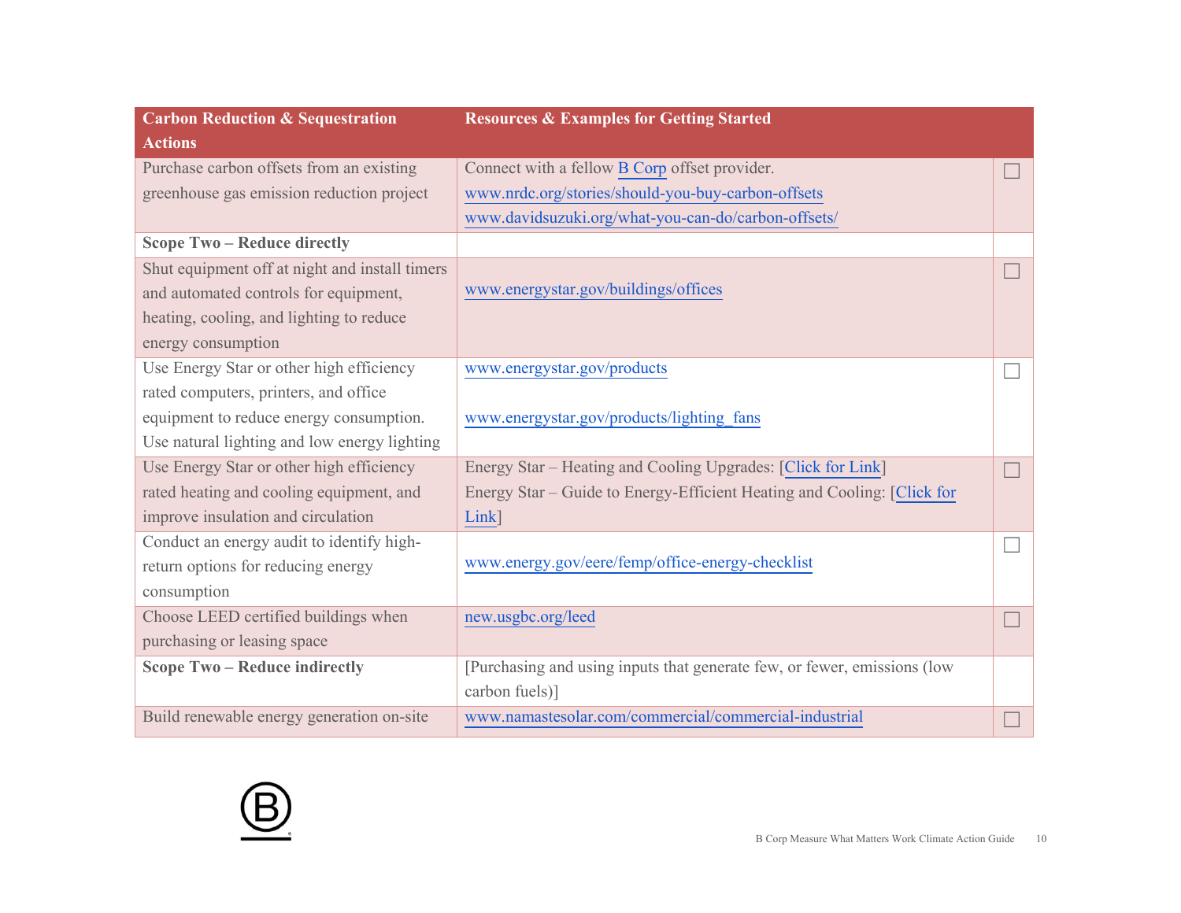| Carbon Reduction & Sequestration Actions | Resources & Examples for Getting Started | |
|---|---|---|
| Purchase carbon offsets from an existing greenhouse gas emission reduction project | Connect with a fellow B Corp offset provider.<br>www.nrdc.org/stories/should-you-buy-carbon-offsets<br>www.davidsuzuki.org/what-you-can-do/carbon-offsets/ | ☐ |
| **Scope Two – Reduce directly** | | |
| Shut equipment off at night and install timers and automated controls for equipment, heating, cooling, and lighting to reduce energy consumption | www.energystar.gov/buildings/offices | ☐ |
| Use Energy Star or other high efficiency rated computers, printers, and office equipment to reduce energy consumption. Use natural lighting and low energy lighting | www.energystar.gov/products<br><br>www.energystar.gov/products/lighting_fans | ☐ |
| Use Energy Star or other high efficiency rated heating and cooling equipment, and improve insulation and circulation | Energy Star – Heating and Cooling Upgrades: [Click for Link]<br>Energy Star – Guide to Energy-Efficient Heating and Cooling: [Click for Link] | ☐ |
| Conduct an energy audit to identify high-return options for reducing energy consumption | www.energy.gov/eere/femp/office-energy-checklist | ☐ |
| Choose LEED certified buildings when purchasing or leasing space | new.usgbc.org/leed | ☐ |
| **Scope Two – Reduce indirectly** | [Purchasing and using inputs that generate few, or fewer, emissions (low carbon fuels)] | |
| Build renewable energy generation on-site | www.namastesolar.com/commercial/commercial-industrial | ☐ |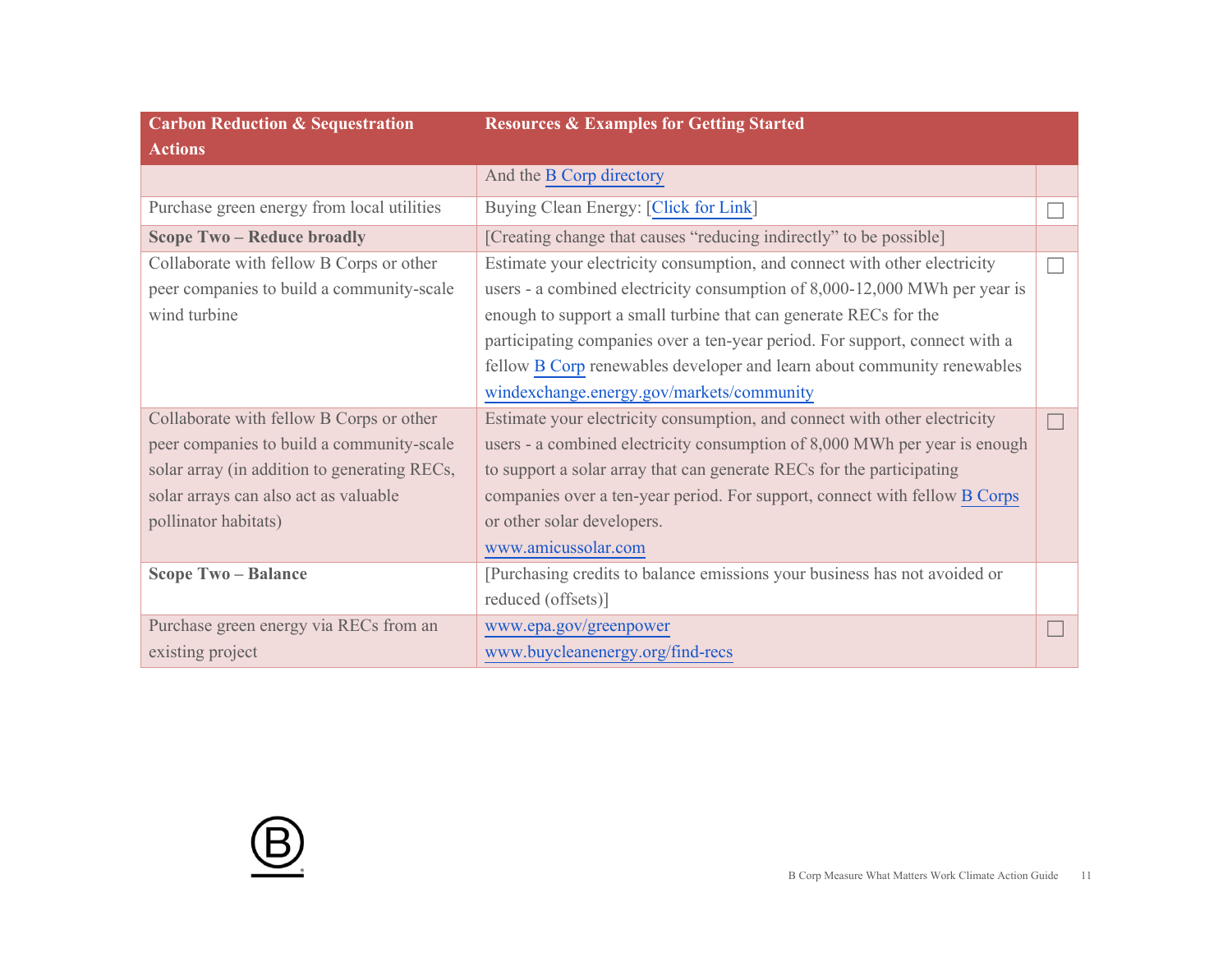| Carbon Reduction & Sequestration Actions | Resources & Examples for Getting Started | |
|---|---|---|
| | And the B Corp directory | |
| Purchase green energy from local utilities | Buying Clean Energy: [Click for Link] | ☐ |
| **Scope Two – Reduce broadly** | [Creating change that causes "reducing indirectly" to be possible] | |
| Collaborate with fellow B Corps or other peer companies to build a community-scale wind turbine | Estimate your electricity consumption, and connect with other electricity users - a combined electricity consumption of 8,000-12,000 MWh per year is enough to support a small turbine that can generate RECs for the participating companies over a ten-year period. For support, connect with a fellow B Corp renewables developer and learn about community renewables windexchange.energy.gov/markets/community | ☐ |
| Collaborate with fellow B Corps or other peer companies to build a community-scale solar array (in addition to generating RECs, solar arrays can also act as valuable pollinator habitats) | Estimate your electricity consumption, and connect with other electricity users - a combined electricity consumption of 8,000 MWh per year is enough to support a solar array that can generate RECs for the participating companies over a ten-year period. For support, connect with fellow B Corps or other solar developers. www.amicussolar.com | ☐ |
| **Scope Two – Balance** | [Purchasing credits to balance emissions your business has not avoided or reduced (offsets)] | |
| Purchase green energy via RECs from an existing project | www.epa.gov/greenpower www.buycleanenergy.org/find-recs | ☐ |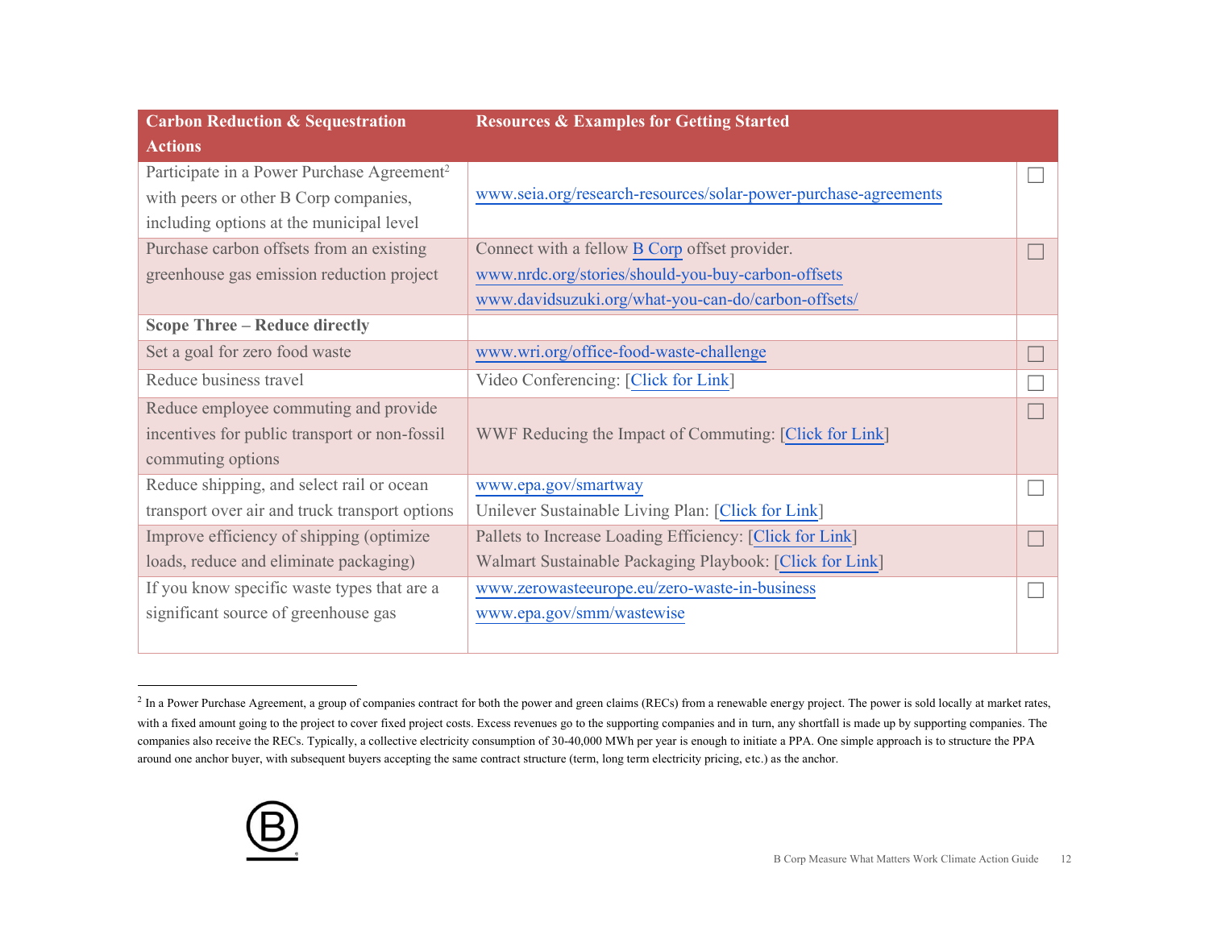| Carbon Reduction & Sequestration Actions | Resources & Examples for Getting Started | |
|---|---|---|
| Participate in a Power Purchase Agreement[2] with peers or other B Corp companies, including options at the municipal level | www.seia.org/research-resources/solar-power-purchase-agreements | ☐ |
| Purchase carbon offsets from an existing greenhouse gas emission reduction project | Connect with a fellow B Corp offset provider. www.nrdc.org/stories/should-you-buy-carbon-offsets www.davidsuzuki.org/what-you-can-do/carbon-offsets/ | ☐ |
| **Scope Three – Reduce directly** | | |
| Set a goal for zero food waste | www.wri.org/office-food-waste-challenge | ☐ |
| Reduce business travel | Video Conferencing: [Click for Link] | ☐ |
| Reduce employee commuting and provide incentives for public transport or non-fossil commuting options | WWF Reducing the Impact of Commuting: [Click for Link] | ☐ |
| Reduce shipping, and select rail or ocean transport over air and truck transport options | www.epa.gov/smartway Unilever Sustainable Living Plan: [Click for Link] | ☐ |
| Improve efficiency of shipping (optimize loads, reduce and eliminate packaging) | Pallets to Increase Loading Efficiency: [Click for Link] Walmart Sustainable Packaging Playbook: [Click for Link] | ☐ |
| If you know specific waste types that are a significant source of greenhouse gas | www.zerowasteeurope.eu/zero-waste-in-business www.epa.gov/smm/wastewise | ☐ |

[2] In a Power Purchase Agreement, a group of companies contract for both the power and green claims (RECs) from a renewable energy project. The power is sold locally at market rates, with a fixed amount going to the project to cover fixed project costs. Excess revenues go to the supporting companies and in turn, any shortfall is made up by supporting companies. The companies also receive the RECs. Typically, a collective electricity consumption of 30-40,000 MWh per year is enough to initiate a PPA. One simple approach is to structure the PPA around one anchor buyer, with subsequent buyers accepting the same contract structure (term, long term electricity pricing, etc.) as the anchor.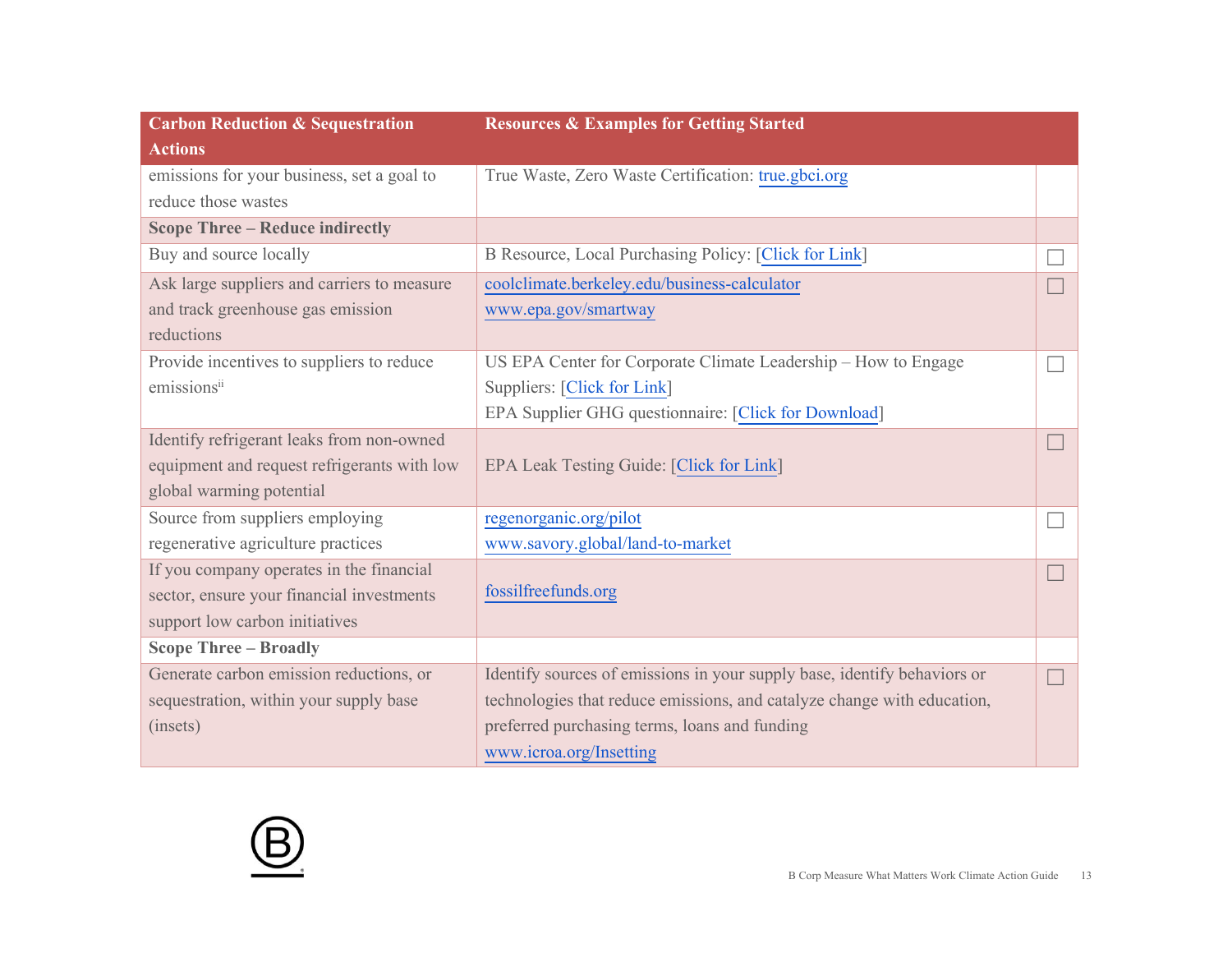| Carbon Reduction & Sequestration Actions | Resources & Examples for Getting Started | |
|---|---|---|
| emissions for your business, set a goal to reduce those wastes | True Waste, Zero Waste Certification: true.gbci.org | |
| **Scope Three – Reduce indirectly** | | |
| Buy and source locally | B Resource, Local Purchasing Policy: [Click for Link] | ☐ |
| Ask large suppliers and carriers to measure and track greenhouse gas emission reductions | coolclimate.berkeley.edu/business-calculator<br>www.epa.gov/smartway | ☐ |
| Provide incentives to suppliers to reduce emissions[ii] | US EPA Center for Corporate Climate Leadership – How to Engage Suppliers: [Click for Link]<br>EPA Supplier GHG questionnaire: [Click for Download] | ☐ |
| Identify refrigerant leaks from non-owned equipment and request refrigerants with low global warming potential | EPA Leak Testing Guide: [Click for Link] | ☐ |
| Source from suppliers employing regenerative agriculture practices | regenorganic.org/pilot<br>www.savory.global/land-to-market | ☐ |
| If you company operates in the financial sector, ensure your financial investments support low carbon initiatives | fossilfreefunds.org | ☐ |
| **Scope Three – Broadly** | | |
| Generate carbon emission reductions, or sequestration, within your supply base (insets) | Identify sources of emissions in your supply base, identify behaviors or technologies that reduce emissions, and catalyze change with education, preferred purchasing terms, loans and funding<br>www.icroa.org/Insetting | ☐ |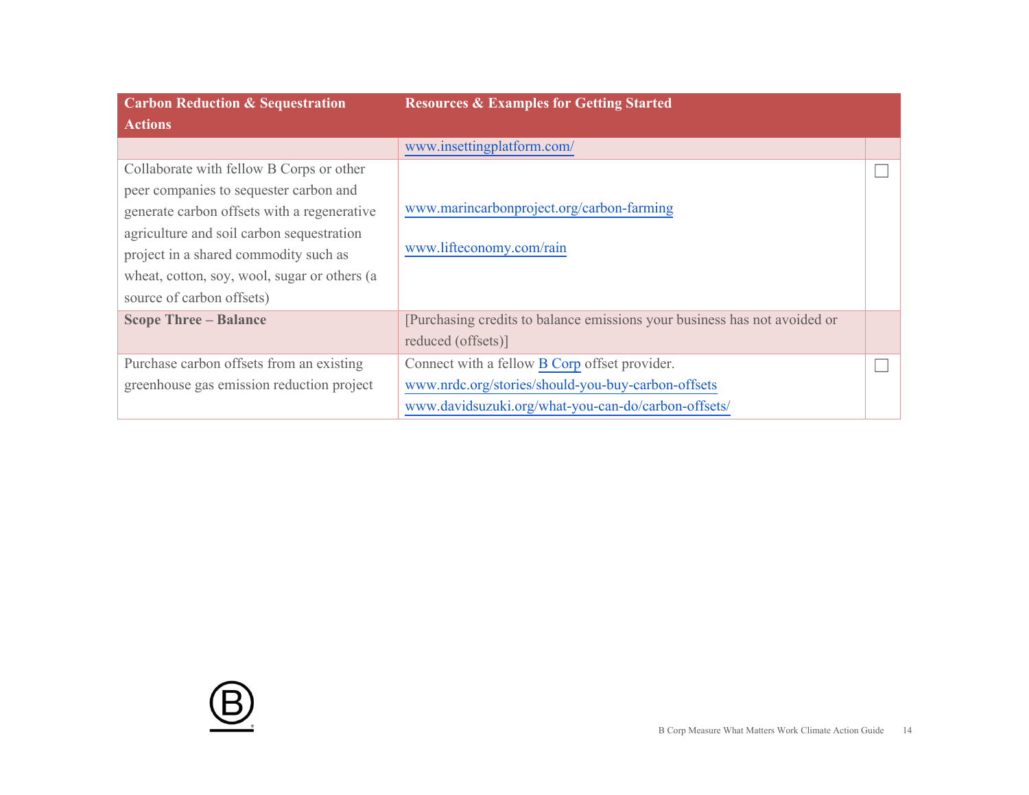| Carbon Reduction & Sequestration Actions | Resources & Examples for Getting Started | |
|---|---|---|
| | www.insettingplatform.com/ | |
| Collaborate with fellow B Corps or other peer companies to sequester carbon and generate carbon offsets with a regenerative agriculture and soil carbon sequestration project in a shared commodity such as wheat, cotton, soy, wool, sugar or others (a source of carbon offsets) | www.marincarbonproject.org/carbon-farming<br><br>www.lifteconomy.com/rain | ☐ |
| **Scope Three – Balance** | [Purchasing credits to balance emissions your business has not avoided or reduced (offsets)] | |
| Purchase carbon offsets from an existing greenhouse gas emission reduction project | Connect with a fellow B Corp offset provider.<br>www.nrdc.org/stories/should-you-buy-carbon-offsets<br>www.davidsuzuki.org/what-you-can-do/carbon-offsets/ | ☐ |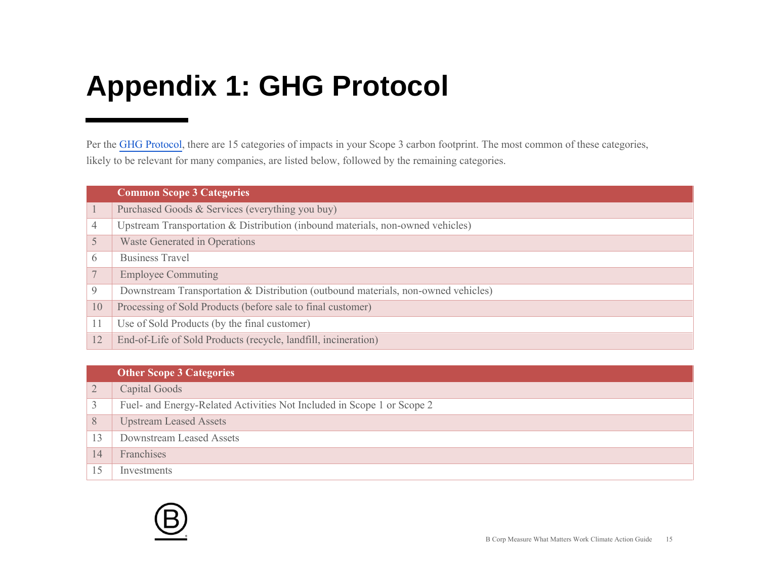# Appendix 1: GHG Protocol

Per the GHG Protocol, there are 15 categories of impacts in your Scope 3 carbon footprint. The most common of these categories, likely to be relevant for many companies, are listed below, followed by the remaining categories.

| | Common Scope 3 Categories |
|---|---|
| 1 | Purchased Goods & Services (everything you buy) |
| 4 | Upstream Transportation & Distribution (inbound materials, non-owned vehicles) |
| 5 | Waste Generated in Operations |
| 6 | Business Travel |
| 7 | Employee Commuting |
| 9 | Downstream Transportation & Distribution (outbound materials, non-owned vehicles) |
| 10 | Processing of Sold Products (before sale to final customer) |
| 11 | Use of Sold Products (by the final customer) |
| 12 | End-of-Life of Sold Products (recycle, landfill, incineration) |

| | Other Scope 3 Categories |
|---|---|
| 2 | Capital Goods |
| 3 | Fuel- and Energy-Related Activities Not Included in Scope 1 or Scope 2 |
| 8 | Upstream Leased Assets |
| 13 | Downstream Leased Assets |
| 14 | Franchises |
| 15 | Investments |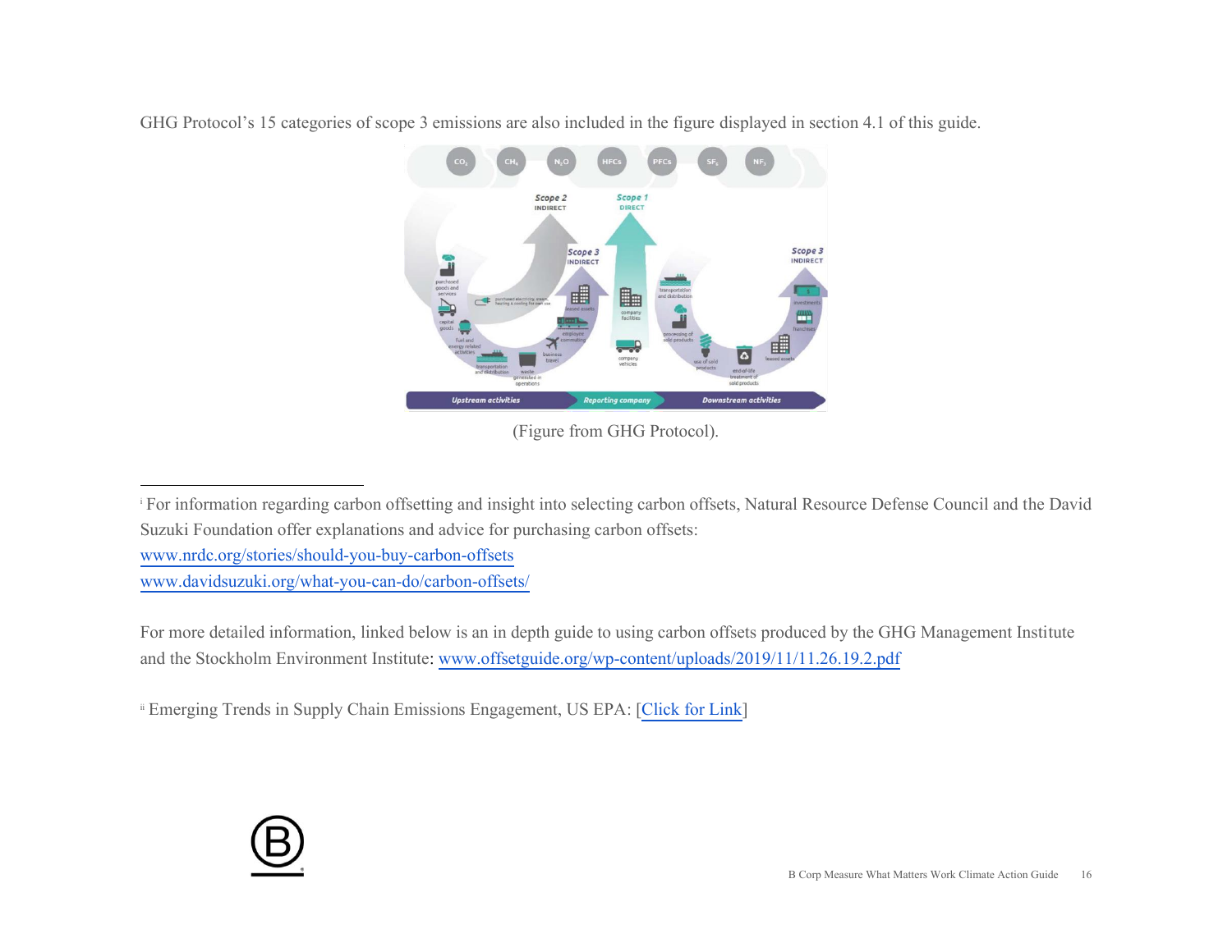GHG Protocol's 15 categories of scope 3 emissions are also included in the figure displayed in section 4.1 of this guide.

$CO_2$ $CH_4$ $N_2O$ HFCs PFCs $SF_6$ $NF_3$

Scope 2 INDIRECT

Scope 1 DIRECT

Scope 3 INDIRECT

Scope 3 INDIRECT

purchased goods and services

capital goods

fuel and energy related activities

transportation and distribution

waste generated in operations

business travel

employee commuting

leased assets

purchased electricity, steam, heating & cooling for own use

company facilities

company vehicles

transportation and distribution

processing of sold products

use of sold products

end-of-life treatment of sold products

leased assets

franchises

investments

Upstream activities

Reporting company

Downstream activities

(Figure from GHG Protocol).

---

[i] For information regarding carbon offsetting and insight into selecting carbon offsets, Natural Resource Defense Council and the David Suzuki Foundation offer explanations and advice for purchasing carbon offsets:
www.nrdc.org/stories/should-you-buy-carbon-offsets
www.davidsuzuki.org/what-you-can-do/carbon-offsets/

For more detailed information, linked below is an in depth guide to using carbon offsets produced by the GHG Management Institute and the Stockholm Environment Institute: www.offsetguide.org/wp-content/uploads/2019/11/11.26.19.2.pdf

[ii] Emerging Trends in Supply Chain Emissions Engagement, US EPA: [Click for Link]